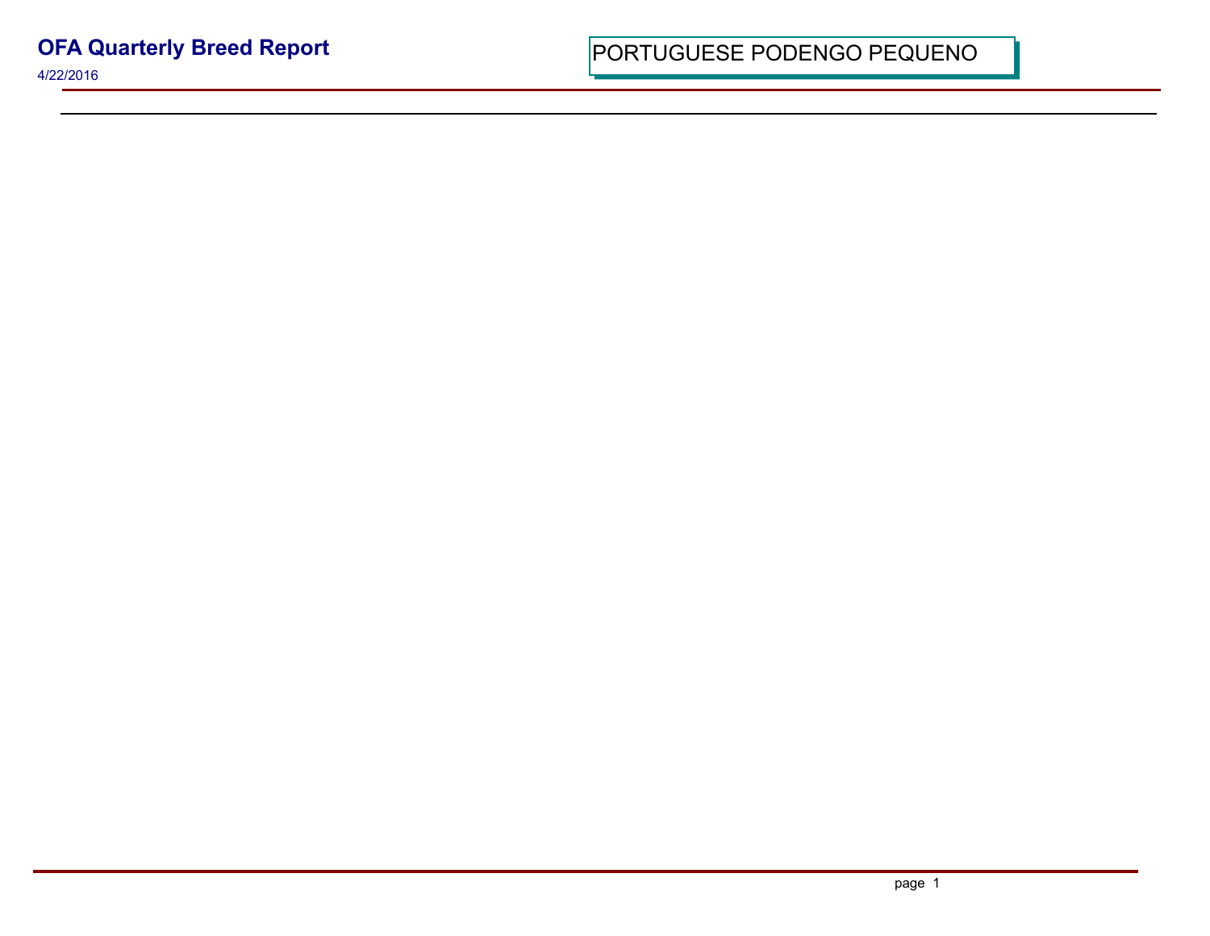# OFA Quarterly Breed Report

4/22/2016

## PORTUGUESE PODENGO PEQUENO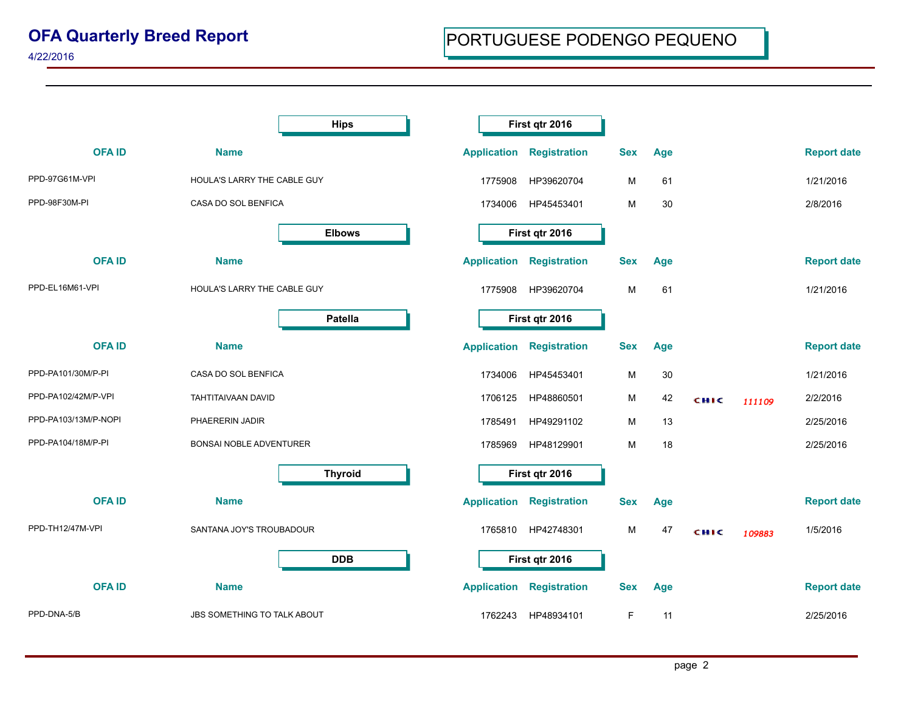# OFA Quarterly Breed Report

4/22/2016

## PORTUGUESE PODENGO PEQUENO

### Hips — First qtr 2016

| OFA ID | Name | Application | Registration | Sex | Age | | | Report date |
|---|---|---|---|---|---|---|---|---|
| PPD-97G61M-VPI | HOULA'S LARRY THE CABLE GUY | 1775908 | HP39620704 | M | 61 | | | 1/21/2016 |
| PPD-98F30M-PI | CASA DO SOL BENFICA | 1734006 | HP45453401 | M | 30 | | | 2/8/2016 |

### Elbows — First qtr 2016

| OFA ID | Name | Application | Registration | Sex | Age | | | Report date |
|---|---|---|---|---|---|---|---|---|
| PPD-EL16M61-VPI | HOULA'S LARRY THE CABLE GUY | 1775908 | HP39620704 | M | 61 | | | 1/21/2016 |

### Patella — First qtr 2016

| OFA ID | Name | Application | Registration | Sex | Age | | | Report date |
|---|---|---|---|---|---|---|---|---|
| PPD-PA101/30M/P-PI | CASA DO SOL BENFICA | 1734006 | HP45453401 | M | 30 | | | 1/21/2016 |
| PPD-PA102/42M/P-VPI | TAHTITAIVAAN DAVID | 1706125 | HP48860501 | M | 42 | CHIC | *111109* | 2/2/2016 |
| PPD-PA103/13M/P-NOPI | PHAERERIN JADIR | 1785491 | HP49291102 | M | 13 | | | 2/25/2016 |
| PPD-PA104/18M/P-PI | BONSAI NOBLE ADVENTURER | 1785969 | HP48129901 | M | 18 | | | 2/25/2016 |

### Thyroid — First qtr 2016

| OFA ID | Name | Application | Registration | Sex | Age | | | Report date |
|---|---|---|---|---|---|---|---|---|
| PPD-TH12/47M-VPI | SANTANA JOY'S TROUBADOUR | 1765810 | HP42748301 | M | 47 | CHIC | *109883* | 1/5/2016 |

### DDB — First qtr 2016

| OFA ID | Name | Application | Registration | Sex | Age | | | Report date |
|---|---|---|---|---|---|---|---|---|
| PPD-DNA-5/B | JBS SOMETHING TO TALK ABOUT | 1762243 | HP48934101 | F | 11 | | | 2/25/2016 |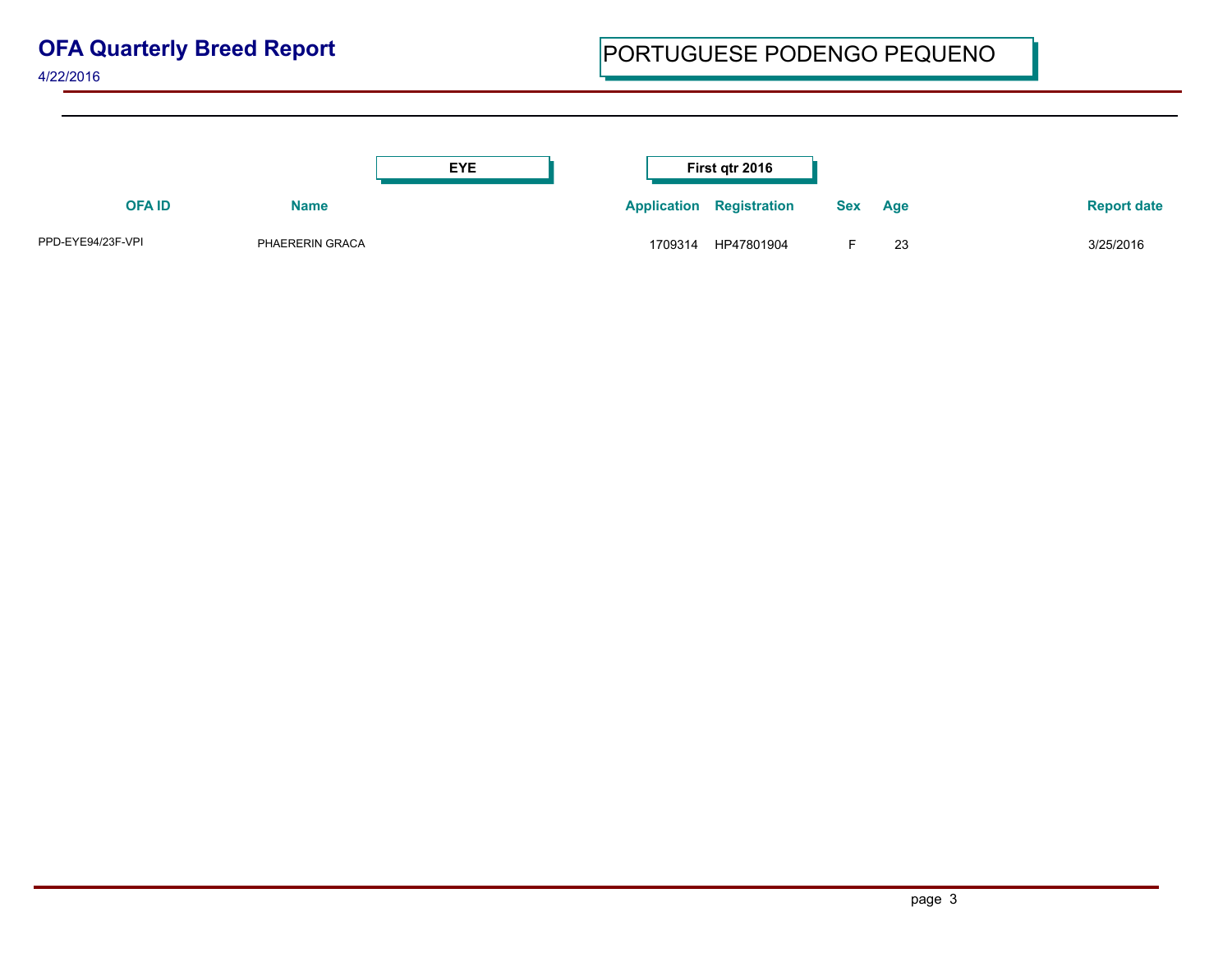# OFA Quarterly Breed Report

4/22/2016

## PORTUGUESE PODENGO PEQUENO

**EYE** — **First qtr 2016**

| OFA ID | Name | Application | Registration | Sex | Age | Report date |
|---|---|---|---|---|---|---|
| PPD-EYE94/23F-VPI | PHAERERIN GRACA | 1709314 | HP47801904 | F | 23 | 3/25/2016 |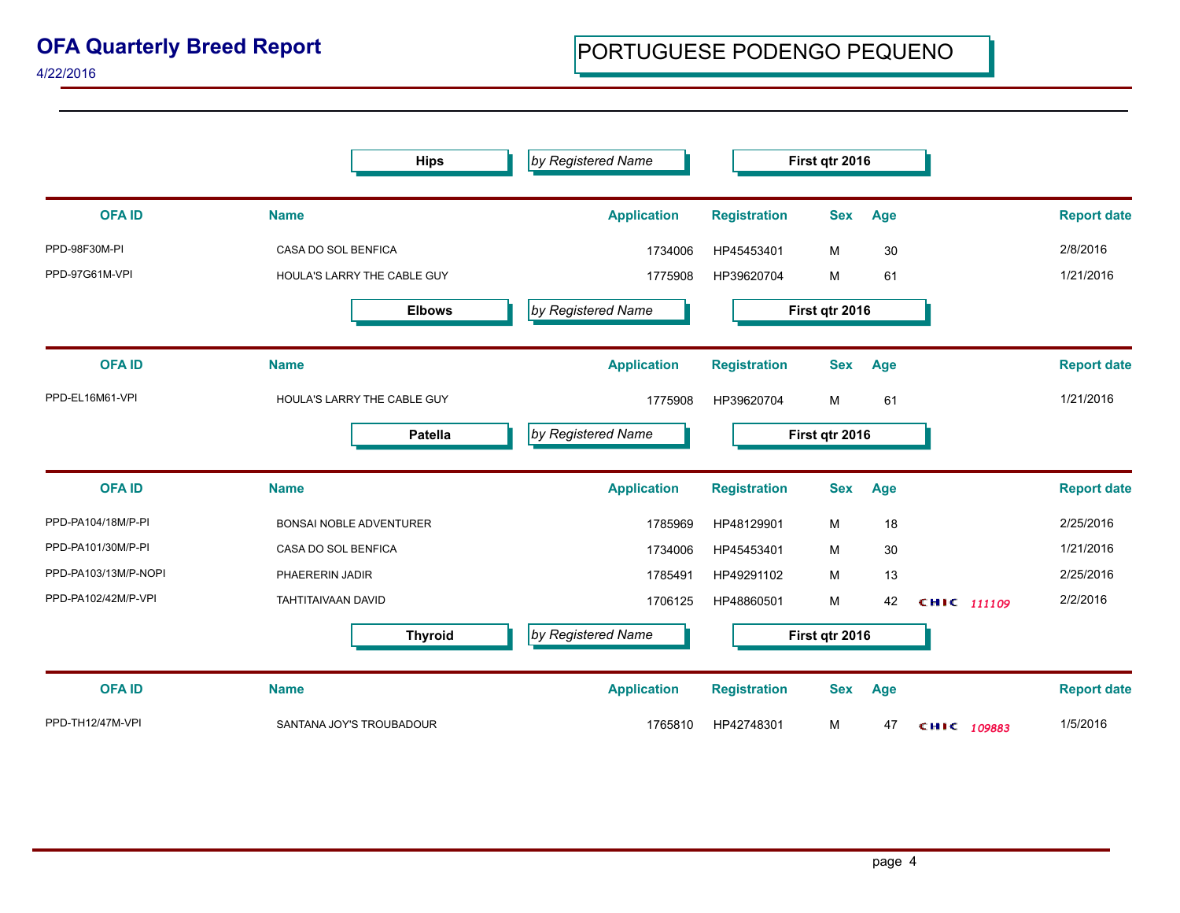# OFA Quarterly Breed Report

4/22/2016

## PORTUGUESE PODENGO PEQUENO

### Hips — *by Registered Name* — First qtr 2016

| OFA ID | Name | Application | Registration | Sex | Age | | Report date |
|---|---|---|---|---|---|---|---|
| PPD-98F30M-PI | CASA DO SOL BENFICA | 1734006 | HP45453401 | M | 30 | | 2/8/2016 |
| PPD-97G61M-VPI | HOULA'S LARRY THE CABLE GUY | 1775908 | HP39620704 | M | 61 | | 1/21/2016 |

### Elbows — *by Registered Name* — First qtr 2016

| OFA ID | Name | Application | Registration | Sex | Age | | Report date |
|---|---|---|---|---|---|---|---|
| PPD-EL16M61-VPI | HOULA'S LARRY THE CABLE GUY | 1775908 | HP39620704 | M | 61 | | 1/21/2016 |

### Patella — *by Registered Name* — First qtr 2016

| OFA ID | Name | Application | Registration | Sex | Age | | Report date |
|---|---|---|---|---|---|---|---|
| PPD-PA104/18M/P-PI | BONSAI NOBLE ADVENTURER | 1785969 | HP48129901 | M | 18 | | 2/25/2016 |
| PPD-PA101/30M/P-PI | CASA DO SOL BENFICA | 1734006 | HP45453401 | M | 30 | | 1/21/2016 |
| PPD-PA103/13M/P-NOPI | PHAERERIN JADIR | 1785491 | HP49291102 | M | 13 | | 2/25/2016 |
| PPD-PA102/42M/P-VPI | TAHTITAIVAAN DAVID | 1706125 | HP48860501 | M | 42 | CHIC 111109 | 2/2/2016 |

### Thyroid — *by Registered Name* — First qtr 2016

| OFA ID | Name | Application | Registration | Sex | Age | | Report date |
|---|---|---|---|---|---|---|---|
| PPD-TH12/47M-VPI | SANTANA JOY'S TROUBADOUR | 1765810 | HP42748301 | M | 47 | CHIC 109883 | 1/5/2016 |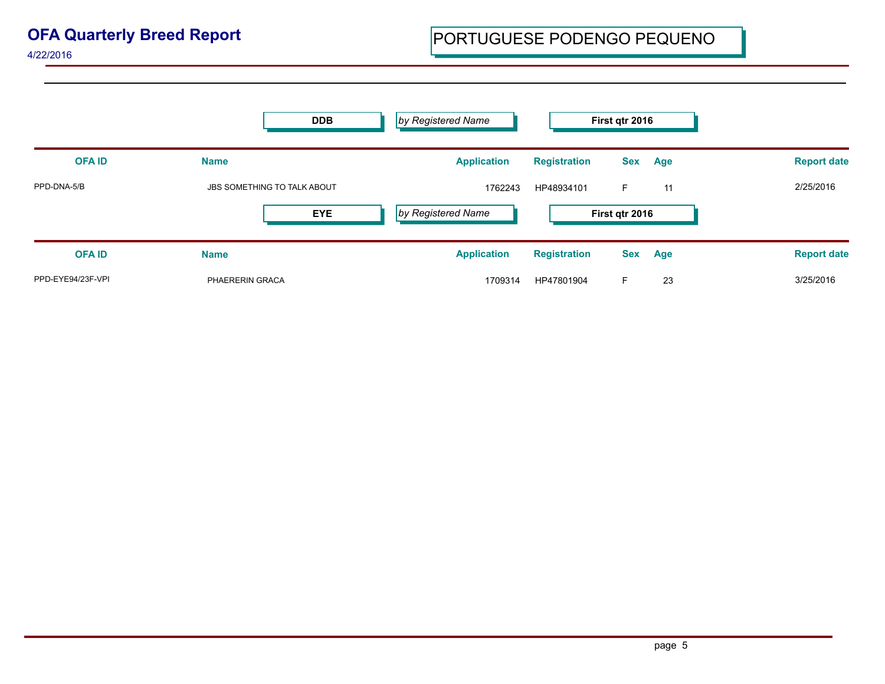# OFA Quarterly Breed Report

4/22/2016

## PORTUGUESE PODENGO PEQUENO

**DDB** | *by Registered Name* | **First qtr 2016**

| OFA ID | Name | Application | Registration | Sex | Age | Report date |
|---|---|---|---|---|---|---|
| PPD-DNA-5/B | JBS SOMETHING TO TALK ABOUT | 1762243 | HP48934101 | F | 11 | 2/25/2016 |

**EYE** | *by Registered Name* | **First qtr 2016**

| OFA ID | Name | Application | Registration | Sex | Age | Report date |
|---|---|---|---|---|---|---|
| PPD-EYE94/23F-VPI | PHAERERIN GRACA | 1709314 | HP47801904 | F | 23 | 3/25/2016 |